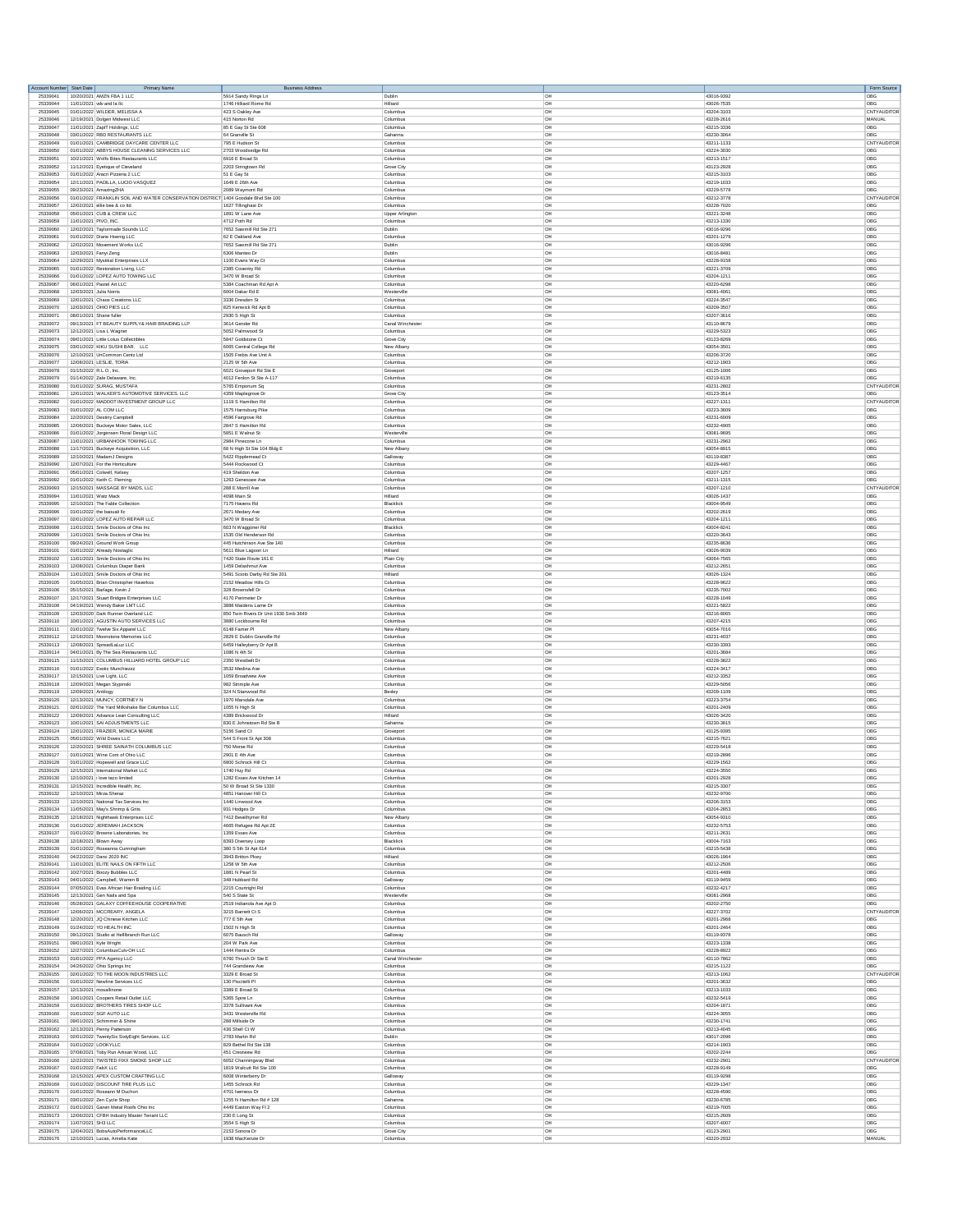| Account Number | Start Date | Primary Name | Business Address | | | | Form Source |
|---|---|---|---|---|---|---|---|
| 253339041 | 10/20/2021 | AMZN FBA 1 LLC | 5914 Sandy Rings Ln | Dublin | OH | 43016-9392 | OBG |
| 253339044 | 11/01/2021 | vdv and la llc | 1740 Hilliard Rome Rd | Hilliard | OH | 43026-7535 | OBG |
| 253339045 | 01/01/2022 | WILDER, MELISSA A | 423 S Oakley Ave | Columbus | OH | 43204-3103 | CNTYAUDITOR |
| 253339046 | 12/19/2021 | Dolgen Midwest LLC | 415 Norton Rd | Columbus | OH | 43228-2616 | MANUAL |
| 253339047 | 11/01/2021 | ZapIT Holdings, LLC | 85 E Gay St Ste 608 | Columbus | OH | 43215-3336 | OBG |
| 253339048 | 03/01/2022 | RBD RESTAURANTS LLC | 64 Granville St | Gahanna | OH | 43230-3064 | OBG |
| 253339049 | 01/01/2021 | CAMBRIDGE DAYCARE CENTER LLC | 795 E Hudson St | Columbus | OH | 43211-1133 | CNTYAUDITOR |
| 253339050 | 01/01/2022 | ABBYS HOUSE CLEANING SERVICES LLC | 2703 Woodsedge Rd | Columbus | OH | 43224-3030 | OBG |
| 253339051 | 10/21/2021 | Wolfs Bites Restaurants LLC | 6916 E Broad St | Columbus | OH | 43213-1517 | OBG |
| 253339052 | 11/12/2021 | Eyetique of Cleveland | 2203 Stringtown Rd | Grove City | OH | 43123-2928 | OBG |
| 253339053 | 01/01/2022 | Araori Pizzeria 2 LLC | 51 E Gay St | Columbus | OH | 43215-3103 | OBG |
| 253339054 | 12/11/2021 | PADILLA, LUCIO VASQUEZ | 1649 E 26th Ave | Columbus | OH | 43219-1033 | OBG |
| 253339055 | 09/23/2021 | AmazingZHA | 2089 Waymont Rd | Columbus | OH | 43229-5778 | OBG |
| 253339056 | 01/01/2022 | FRANKLIN SOIL AND WATER CONSERVATION DISTRICT | 1404 Goodale Blvd Ste 100 | Columbus | OH | 43212-3778 | CNTYAUDITOR |
| 253339057 | 12/02/2021 | ellie bee & co ltd | 1627 Tillinghast Dr | Columbus | OH | 43228-7020 | OBG |
| 253339058 | 05/01/2021 | CUB & CREW LLC | 1891 W Lane Ave | Upper Arlington | OH | 43221-3248 | OBG |
| 253339059 | 11/01/2021 | PIVO, INC. | 4712 Path Rd | Columbus | OH | 43213-1330 | OBG |
| 253339060 | 12/02/2021 | Taylormade Sounds LLC | 7652 Sawmill Rd Ste 271 | Dublin | OH | 43016-9296 | OBG |
| 253339061 | 01/01/2022 | Diane Hoenig LLC | 62 E Oakland Ave | Columbus | OH | 43201-1279 | OBG |
| 253339062 | 12/02/2021 | Movement Works LLC | 7652 Sawmill Rd Ste 271 | Dublin | OH | 43016-9296 | OBG |
| 253339063 | 12/03/2021 | Fanyi Zeng | 6306 Manteo Dr | Dublin | OH | 43016-8481 | OBG |
| 253339064 | 12/29/2021 | Mystical Enterprises LLX | 1100 Evans Way Ct | Columbus | OH | 43228-9158 | OBG |
| 253339065 | 01/01/2022 | Restoration Living, LLC | 2385 Coventry Rd | Columbus | OH | 43221-3709 | OBG |
| 253339066 | 01/01/2022 | LOPEZ AUTO TOWING LLC | 3470 W Broad St | Columbus | OH | 43204-1211 | OBG |
| 253339067 | 06/01/2021 | Pastel Art LLC | 5384 Coachman Rd Apt A | Columbus | OH | 43220-6298 | OBG |
| 253339068 | 12/03/2021 | Julia Norris | 6004 Dakar Rd E | Westerville | OH | 43081-4061 | OBG |
| 253339069 | 12/01/2021 | Chaos Creations LLC | 3336 Dresden St | Columbus | OH | 43224-3547 | OBG |
| 253339070 | 12/03/2021 | OHIO PIES LLC | 825 Kenwick Rd Apt B | Columbus | OH | 43209-3507 | OBG |
| 253339071 | 08/01/2021 | Shane fuller | 2930 S High St | Columbus | OH | 43207-3616 | OBG |
| 253339072 | 09/13/2021 | FT BEAUTY SUPPLY& HAIR BRAIDING LLP | 3614 Gender Rd | Canal Winchester | OH | 43110-8679 | OBG |
| 253339073 | 12/12/2021 | Lisa L Wagner | 5052 Palmwood St | Columbus | OH | 43229-5323 | OBG |
| 253339074 | 09/01/2021 | Little Lotus Collectibles | 5847 Goldstone Ct | Grove City | OH | 43123-8269 | OBG |
| 253339075 | 03/01/2022 | KIKU SUSHI BAR,   LLC | 6065 Central College Rd | New Albany | OH | 43054-3501 | OBG |
| 253339076 | 12/10/2021 | UnCommon Centz Ltd | 1505 Frebis Ave Unit A | Columbus | OH | 43206-3720 | OBG |
| 253339077 | 12/08/2021 | LESLIE, TORIA | 2125 W 5th Ave | Columbus | OH | 43212-1903 | OBG |
| 253339078 | 01/15/2022 | R.L.O., Inc. | 6021 Groveport Rd Ste E | Groveport | OH | 43125-1006 | OBG |
| 253339079 | 01/14/2022 | Zale Delaware, Inc. | 4012 Fenton St Ste A-117 | Columbus | OH | 43219-6135 | OBG |
| 253339080 | 01/01/2022 | SURAG, MUSTAFA | 5765 Emporium Sq | Columbus | OH | 43231-2802 | CNTYAUDITOR |
| 253339081 | 12/01/2021 | WALKER'S AUTOMOTIVE SERVICES, LLC | 4359 Maplegrove Dr | Grove City | OH | 43123-3514 | OBG |
| 253339082 | 01/01/2022 | MADDOT INVESTMENT GROUP LLC | 1119 S Hamilton Rd | Columbus | OH | 43227-1311 | CNTYAUDITOR |
| 253339083 | 01/01/2022 | AL COM LLC | 1575 Hartsburg Pike | Columbus | OH | 43223-3609 | OBG |
| 253339084 | 12/20/2021 | Destiny Campbell | 4596 Fairgrove Rd | Columbus | OH | 43231-6009 | OBG |
| 253339085 | 12/06/2021 | Buckeye Motor Sales, LLC | 2647 S Hamilton Rd | Columbus | OH | 43232-4905 | OBG |
| 253339086 | 01/01/2022 | Jorgensen Floral Design LLC | 5851 E Walnut St | Westerville | OH | 43081-9695 | OBG |
| 253339087 | 11/01/2021 | URBANHOOK TOWING LLC | 2984 Pinecone Ln | Columbus | OH | 43231-2962 | OBG |
| 253339088 | 11/17/2021 | Buckeye Acquisition, LLC | 68 N High St Ste 104 Bldg E | New Albany | OH | 43054-8915 | OBG |
| 253339089 | 12/10/2021 | MadamJ Designs | 5422 Ripplemead Ct | Galloway | OH | 43119-8387 | OBG |
| 253339090 | 12/07/2021 | For the Horticulture | 5444 Rockwood Ct | Columbus | OH | 43229-4467 | OBG |
| 253339091 | 05/01/2021 | Colwell, Kelsey | 419 Sheldon Ave | Columbus | OH | 43207-1257 | OBG |
| 253339092 | 01/01/2022 | Keith C. Fleming | 1263 Genessee Ave | Columbus | OH | 43211-1315 | OBG |
| 253339093 | 12/15/2021 | MASSAGE BY MADS, LLC | 288 E Morrill Ave | Columbus | OH | 43207-1210 | CNTYAUDITOR |
| 253339094 | 11/01/2021 | Waiz Mack | 4098 Main St | Hilliard | OH | 43026-1437 | OBG |
| 253339095 | 12/10/2021 | The Fable Collection | 7175 Havens Rd | Blacklick | OH | 43004-9549 | OBG |
| 253339096 | 01/01/2022 | the basualt llc | 2671 Medary Ave | Columbus | OH | 43202-2619 | OBG |
| 253339097 | 02/01/2022 | LOPEZ AUTO REPAIR LLC | 3470 W Broad St | Columbus | OH | 43204-1211 | OBG |
| 253339098 | 11/01/2021 | Smile Doctors of Ohio Inc | 603 N Waggoner Rd | Blacklick | OH | 43004-8241 | OBG |
| 253339099 | 11/01/2021 | Smile Doctors of Ohio Inc | 1535 Old Henderson Rd | Columbus | OH | 43220-3643 | OBG |
| 253339100 | 09/24/2021 | Ground Work Group | 445 Hutchinson Ave Ste 140 | Columbus | OH | 43235-8636 | OBG |
| 253339101 | 01/01/2022 | Already Nostaglic | 5611 Blue Lagoon Ln | Hilliard | OH | 43026-9039 | OBG |
| 253339102 | 11/01/2021 | Smile Doctors of Ohio Inc | 7420 State Route 161 E | Plain City | OH | 43064-7565 | OBG |
| 253339103 | 12/08/2021 | Columbus Diaper Bank | 1459 Delashmut Ave | Columbus | OH | 43212-2651 | OBG |
| 253339104 | 11/01/2021 | Smile Doctors of Ohio Inc | 5491 Scioto Darby Rd Ste 201 | Hilliard | OH | 43026-1324 | OBG |
| 253339105 | 01/05/2021 | Brian Christopher Hawerkos | 2152 Meadow Hills Ct | Columbus | OH | 43228-9622 | OBG |
| 253339106 | 05/15/2021 | Barlage, Kevin J | 328 Brownsfell Dr | Columbus | OH | 43235-7002 | OBG |
| 253339107 | 12/17/2021 | Stuart Bridges Enterprises LLC | 4170 Perimeter Dr | Columbus | OH | 43228-1049 | OBG |
| 253339108 | 04/18/2021 | Wendy Baker LMT LLC | 3888 Maidens Larne Dr | Columbus | OH | 43221-5822 | OBG |
| 253339109 | 12/03/2020 | Dark Runner Overland LLC | 850 Twin Rivers Dr Unit 1930 Smb 3849 | Columbus | OH | 43216-8065 | OBG |
| 253339110 | 10/01/2021 | AGUSTIN AUTO SERVICES LLC | 3880 Lockbourne Rd | Columbus | OH | 43207-4215 | OBG |
| 253339111 | 01/01/2022 | Twelve Six Apparel LLC | 6148 Famer Pl | New Albany | OH | 43054-7016 | OBG |
| 253339112 | 12/16/2021 | Moonstone Memories LLC | 2829 E Dublin Granville Rd | Columbus | OH | 43231-4037 | OBG |
| 253339113 | 12/08/2021 | SpreadLaLuz LLC | 6459 Halleyberry Dr Apt B | Columbus | OH | 43230-3393 | OBG |
| 253339114 | 04/01/2021 | By The Sea Restaurants LLC | 1086 N 4th St | Columbus | OH | 43201-3684 | OBG |
| 253339115 | 11/15/2021 | COLUMBUS HILLIARD HOTEL GROUP LLC | 2350 Westbelt Dr | Columbus | OH | 43228-3822 | OBG |
| 253339116 | 01/01/2022 | Exotic Munchiezzz | 3532 Medina Ave | Columbus | OH | 43224-3417 | OBG |
| 253339117 | 12/15/2021 | Live Light, LLC | 1059 Broadview Ave | Columbus | OH | 43212-3352 | OBG |
| 253339118 | 12/09/2021 | Megan Stypinski | 982 Strimple Ave | Columbus | OH | 43229-5056 | OBG |
| 253339119 | 12/09/2021 | Antilogy | 324 N Stanwood Rd | Bexley | OH | 43209-1109 | OBG |
| 253339120 | 12/13/2021 | MUNCY, CORTNEY N | 1970 Mansdale Ave | Columbus | OH | 43223-3754 | OBG |
| 253339121 | 02/01/2022 | The Yard Milkshake Bar Columbus LLC | 1055 N High St | Columbus | OH | 43201-2409 | OBG |
| 253339122 | 12/09/2021 | Advance Lean Consulting LLC | 4389 Bricksood Dr | Hilliard | OH | 43026-3420 | OBG |
| 253339123 | 10/01/2021 | SAI ADJUSTMENTS LLC | 830 E Johnstown Rd Ste B | Gahanna | OH | 43230-3815 | OBG |
| 253339124 | 12/01/2021 | FRAZIER, MONICA MARIE | 5156 Sand Ct | Groveport | OH | 43125-9395 | OBG |
| 253339125 | 05/01/2022 | Wild Doves LLC | 544 S Front St Apt 308 | Columbus | OH | 43215-7621 | OBG |
| 253339126 | 12/20/2021 | SHREE SAINATH COLUMBUS LLC | 750 Morse Rd | Columbus | OH | 43229-5418 | OBG |
| 253339127 | 01/01/2021 | Wine Cam of Ohio LLC | 2901 E 4th Ave | Columbus | OH | 43219-2896 | OBG |
| 253339128 | 01/01/2022 | Hopewell and Grace LLC | 6800 Schrock Hill Ct | Columbus | OH | 43229-1562 | OBG |
| 253339129 | 12/15/2021 | International Market LLC | 1740 Hoy Rd | Columbus | OH | 43224-3550 | OBG |
| 253339130 | 12/10/2021 | i love taco limited | 1282 Essex Ave Kitchen 14 | Columbus | OH | 43201-2928 | OBG |
| 253339131 | 12/15/2021 | Incredible Health, Inc. | 50 W Broad St Ste 1330 | Columbus | OH | 43215-3307 | OBG |
| 253339132 | 12/10/2021 | Mirza Shenaz | 4851 Hanover Hill Ct | Columbus | OH | 43232-9700 | OBG |
| 253339133 | 12/10/2021 | National Tax Services Inc | 1440 Linwood Ave | Columbus | OH | 43206-3153 | OBG |
| 253339134 | 11/05/2021 | May's Shrimp & Grits | 931 Hodges Dr | Columbus | OH | 43204-2853 | OBG |
| 253339135 | 12/18/2021 | Nighthawk Enterprises LLC | 7412 Bewelltymer Rd | New Albany | OH | 43054-9310 | OBG |
| 253339136 | 01/01/2022 | JEREMIAH JACKSON | 4665 Refugee Rd Apt 2E | Columbus | OH | 43232-5753 | OBG |
| 253339137 | 01/01/2022 | Browne Laboratories, Inc | 1359 Essex Ave | Columbus | OH | 43211-2631 | OBG |
| 253339138 | 12/18/2021 | Blown Away | 8393 Oversey Loop | Blacklick | OH | 43004-7163 | OBG |
| 253339139 | 01/01/2022 | Roseanna Cunningham | 380 S 5th St Apt 614 | Columbus | OH | 43215-5438 | OBG |
| 253339140 | 04/22/2022 | Dansi 2020 INC | 3943 Britton Pkwy | Hilliard | OH | 43026-1964 | OBG |
| 253339141 | 11/01/2021 | ELITE NAILS ON FIFTH LLC | 1258 W 5th Ave | Columbus | OH | 43212-2506 | OBG |
| 253339142 | 10/27/2021 | Boozy Bubbles LLC | 1881 N Pearl St | Columbus | OH | 43201-4489 | OBG |
| 253339143 | 04/01/2022 | Campbell, Warren B | 348 Hubbard Rd | Galloway | OH | 43119-9459 | OBG |
| 253339144 | 07/05/2021 | Evas African Hair Braiding LLC | 2215 Courtright Rd | Columbus | OH | 43232-4217 | OBG |
| 253339145 | 12/13/2021 | Gen Nails and Spa | 540 S State St | Westerville | OH | 43081-2968 | OBG |
| 253339146 | 05/28/2021 | GALAXY COFFEEHOUSE COOPERATIVE | 2519 Indianola Ave Apt D | Columbus | OH | 43202-2750 | OBG |
| 253339147 | 12/06/2021 | MCCREARY, ANGELA | 3215 Barnett Ct S | Columbus | OH | 43227-3702 | CNTYAUDITOR |
| 253339148 | 12/20/2021 | JQ Chinese Kitchen LLC | 777 E 5th Ave | Columbus | OH | 43201-2968 | OBG |
| 253339149 | 01/24/2022 | YO HEALTH INC | 1502 N High St | Columbus | OH | 43201-2464 | OBG |
| 253339150 | 09/12/2021 | Studio at Hellbranch Run LLC | 6075 Bausch Rd | Galloway | OH | 43119-9378 | OBG |
| 253339151 | 09/01/2021 | Kyle Wright | 264 W Park Ave | Columbus | OH | 43223-1338 | OBG |
| 253339152 | 12/27/2021 | ColumbusCulvOH LLC | 1444 Rentra Dr | Columbus | OH | 43228-8922 | OBG |
| 253339153 | 01/01/2022 | PFA Agency LLC | 6760 Thrush Dr Ste E | Canal Winchester | OH | 43110-7862 | OBG |
| 253339154 | 04/26/2022 | Ohio Springs Inc | 744 Grandview Ave | Columbus | OH | 43215-1122 | OBG |
| 253339155 | 02/01/2022 | TO THE MOON INDUSTRIES LLC | 3329 E Broad St | Columbus | OH | 43213-1062 | CNTYAUDITOR |
| 253339156 | 01/01/2022 | Newline Services LLC | 130 Pisciteli Pl | Columbus | OH | 43201-3632 | OBG |
| 253339157 | 12/13/2021 | mosalinone | 3389 E Broad St | Columbus | OH | 43213-1033 | OBG |
| 253339158 | 10/01/2021 | Coopers Retail Outlet LLC | 5365 Spire Ln | Columbus | OH | 43232-5419 | OBG |
| 253339159 | 01/03/2022 | BROTHERS TIRES SHOP LLC | 3378 Sullivant Ave | Columbus | OH | 43204-1871 | OBG |
| 253339160 | 01/01/2022 | SGF AUTO LLC | 3431 Westerville Rd | Columbus | OH | 43224-3055 | OBG |
| 253339161 | 09/01/2021 | Schimmer & Shine | 288 Millside Dr | Columbus | OH | 43230-1741 | OBG |
| 253339162 | 12/13/2021 | Penny Patterson | 436 Shell Ct W | Columbus | OH | 43213-4045 | OBG |
| 253339163 | 02/01/2022 | TwentySix SixtyEight Services, LLC | 2783 Martin Rd | Dublin | OH | 43017-2096 | OBG |
| 253339164 | 01/01/2022 | LOOKYLLC | 829 Bethel Rd Ste 138 | Columbus | OH | 43214-1903 | OBG |
| 253339165 | 07/08/2021 | Toby Run Artisan Wood, LLC | 451 Crestview Rd | Columbus | OH | 43202-2244 | OBG |
| 253339166 | 12/22/2021 | TWISTED FIXX SMOKE SHOP LLC | 6052 Channingway Blvd | Columbus | OH | 43232-2901 | CNTYAUDITOR |
| 253339167 | 01/01/2022 | FabX LLC | 1819 Walcutt Rd Ste 100 | Columbus | OH | 43228-9149 | OBG |
| 253339168 | 12/15/2021 | APEX CUSTOM CRAFTING LLC | 6008 Winterberry Dr | Galloway | OH | 43119-9298 | OBG |
| 253339169 | 01/01/2022 | DISCOUNT TIRE PLUS LLC | 1455 Schrock Rd | Columbus | OH | 43229-1347 | OBG |
| 253339170 | 01/01/2022 | Roseann M Duchon | 4701 Iverness Dr | Columbus | OH | 43228-4590 | OBG |
| 253339171 | 03/01/2022 | Zen Cycle Shop | 1255 N Hamilton Rd # 128 | Gahanna | OH | 43230-6785 | OBG |
| 253339172 | 01/01/2021 | Gener Metal Roofs Ohio Inc | 4449 Easton Way Fl 2 | Columbus | OH | 43219-7005 | OBG |
| 253339173 | 12/06/2021 | CFBH Industry Master Tenant LLC | 230 E Long St | Columbus | OH | 43215-2609 | OBG |
| 253339174 | 11/07/2021 | SH3 LLC | 3554 S High St | Columbus | OH | 43207-4007 | OBG |
| 253339175 | 12/04/2021 | BobsAutoPerformanceLLC | 2153 Sonora Dr | Grove City | OH | 43123-2901 | OBG |
| 253339176 | 12/10/2021 | Lucas, Amelia Kate | 1938 MacKenzie Dr | Columbus | OH | 43220-2932 | MANUAL |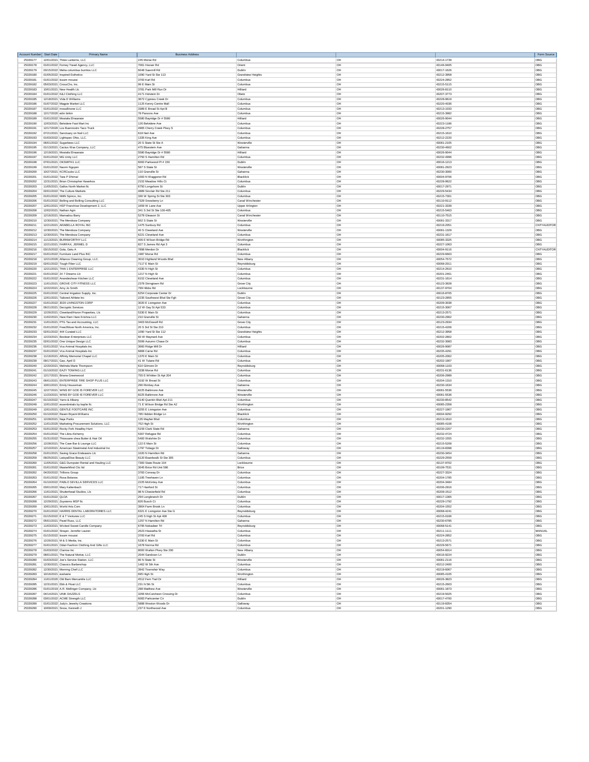| Account Number | Start Date | Primary Name | Business Address | | | | Form Source |
|---|---|---|---|---|---|---|---|
| 25339177 | 12/01/2021 | Three Lanterns, LLC | 245 Morse Rd | Columbus | OH | 43214-1739 | OBG |
| 25339178 | 01/01/2022 | Forney Travel Agency, LLC | 7061 Hoover Rd | Orient | OH | 43146-9405 | OBG |
| 25339179 | 03/15/2022 | Meha columbus burritos LLC | 6048 Sawmill Rd | Dublin | OH | 43017-1626 | OBG |
| 25339180 | 01/05/2022 | Inspired Esthetics | 1090 Yard St Ste 113 | Grandview Heights | OH | 43212-3958 | OBG |
| 25339181 | 01/01/2022 | Issam mouzai | 3700 Karl Rd | Columbus | OH | 43224-2852 | OBG |
| 25339182 | 05/03/2021 | CrossChx, Inc. | 99 E Main St | Columbus | OH | 43215-5115 | OBG |
| 25339183 | 10/01/2021 | New Health Llc | 3781 Park Mill Run Dr | Hilliard | OH | 43026-8110 | OBG |
| 25339184 | 01/01/2022 | K&J Clothing LLC | 4171 Holstein Dr | Obetz | OH | 43207-3773 | OBG |
| 25339185 | 12/18/2021 | Vida D Williams | 3672 Cypress Creek Dr | Columbus | OH | 43228-9619 | OBG |
| 25339186 | 01/07/2022 | Magpie Market LLC | 1125 Kenny Centre Mall | Columbus | OH | 43220-4036 | OBG |
| 25339187 | 01/01/2022 | mosaliimore LLC | 3389 E Broad St Apt B | Columbus | OH | 43213-1033 | OBG |
| 25339188 | 12/17/2020 | edin birkin | 78 Parsons Ave | Columbus | OH | 43215-3962 | OBG |
| 25339189 | 01/01/2022 | Mostafa Elnaanaie | 5580 Bayridge Dr # 5580 | Hilliard | OH | 43026-9044 | OBG |
| 25339190 | 12/03/2021 | Belvidere Fast Mart Inc | 126 Belvidere Ave | Columbus | OH | 43223-1186 | OBG |
| 25339191 | 12/17/2020 | Los Buenrostro Taco Truck | 4965 Cherry Creek Pkwy S | Columbus | OH | 43228-2757 | OBG |
| 25339192 | 07/21/2021 | Sanctuary on Neil LLC | 618 Neil Ave | Columbus | OH | 43215-1610 | OBG |
| 25339193 | 01/03/2022 | Lightspec Ohio, LLC. | 1335 King Ave | Columbus | OH | 43212-2220 | OBG |
| 25339194 | 06/01/2022 | Sugarbees LLC | 20 S State St Ste A | Westerville | OH | 43081-2105 | OBG |
| 25339195 | 01/13/2021 | Cactus Wax Company, LLC | 475 Bluestem Ave | Gahanna | OH | 43230-4602 | OBG |
| 25339196 | 12/19/2021 | Mostafa Elnaanaie | 5580 Bayridge Dr # 5580 | Hilliard | OH | 43026-9044 | OBG |
| 25339197 | 01/01/2022 | MG Unity LLC | 2750 S Hamilton Rd | Columbus | OH | 43232-4996 | OBG |
| 25339198 | 07/01/2021 | OKSMITH1 LLC | 6000 Parkwood Pl # 150 | Dublin | OH | 43016-1213 | OBG |
| 25339199 | 01/01/2022 | Naomi Nguyen | 587 S State St | Westerville | OH | 43081-2923 | OBG |
| 25339200 | 10/27/2021 | KCRCsubs LLC | 110 Granville St | Gahanna | OH | 43230-3000 | OBG |
| 25339201 | 01/01/2022 | Tara P Dhimal | 1000 N Waggoner Rd | Blacklick | OH | 43004-9706 | OBG |
| 25339202 | 12/31/2021 | Brian Christopher Hawerkos | 2152 Meadow Hills Ct | Columbus | OH | 43228-9622 | OBG |
| 25339203 | 11/05/2021 | Gallos North Market llc | 6750 Longshore St | Dublin | OH | 43017-2971 | OBG |
| 25339204 | 02/01/2022 | The Culture Markets | 4889 Sinclair Rd Ste 211 | Columbus | OH | 43229-5434 | OBG |
| 25339205 | 01/01/2022 | NMN Spinco, Inc. | 330 W Spring St Ste 303 | Columbus | OH | 43215-7301 | OBG |
| 25339206 | 01/01/2022 | Bolling and Bolling Consulting LLC | 7329 Snowberry Ln | Canal Winchester | OH | 43110-9112 | OBG |
| 25339207 | 12/01/2021 | HSP Franchise Development 2, LLC | 1659 W Lane Ave | Upper Arlington | OH | 43221-3339 | OBG |
| 25339208 | 12/02/2021 | Nathan Agin | 341 S 3rd St Ste 100-405 | Columbus | OH | 43215-5463 | OBG |
| 25339209 | 12/16/2021 | Mamadou Barry | 5278 Gleason St | Canal Winchester | OH | 43110-7515 | OBG |
| 25339210 | 12/30/2021 | The Mendoza Company | 662 S State St | Westerville | OH | 43081-3317 | OBG |
| 25339211 | 12/21/2021 | ARABELLA ROYAL INC | 1475 Sunbury Rd | Columbus | OH | 43219-2051 | CNTYAUDITOR |
| 25339212 | 12/30/2021 | The Mendoza Company | 40 S Cleveland Ave | Westerville | OH | 43081-1329 | OBG |
| 25339213 | 12/30/2021 | The Mendoza Company | 6221 Cleveland Ave | Columbus | OH | 43231-1617 | OBG |
| 25339214 | 11/13/2021 | BURNWORTHY LLC | 406 E Wilson Bridge Rd | Worthington | OH | 43085-2325 | OBG |
| 25339215 | 12/21/2021 | FAIRFAX, JERMEL D | 827 S James Rd Apt 3 | Columbus | OH | 43227-1063 | OBG |
| 25339216 | 03/15/2022 | Gola, Getu A | 7898 Merdon Dr | Blacklick | OH | 43004-9116 | CNTYAUDITOR |
| 25339217 | 01/01/2022 | Furniture Land Plus INC | 1987 Morse Rd | Columbus | OH | 43229-6663 | OBG |
| 25339218 | 12/21/2020 | Alliance Cleaning Group, LLC. | 3010 Highland Woods Blvd | New Albany | OH | 43054-7572 | OBG |
| 25339219 | 02/01/2022 | Tough Fiber LLC | 7117 E Main St | Reynoldsburg | OH | 43068-2011 | OBG |
| 25339220 | 12/21/2021 | THAI 1 ENTERPRISE LLC | 4330 N High St | Columbus | OH | 43214-2610 | OBG |
| 25339221 | 01/01/2022 | 24 7 Dreams Llc | 1217 N High St | Columbus | OH | 43201-2461 | OBG |
| 25339222 | 01/01/2022 | Anandeshwar Kitchen LLC | 6152 Cleveland Ave | Columbus | OH | 43231-1614 | OBG |
| 25339223 | 11/01/2021 | GROVE CITY FITNESS LLC | 2378 Stringtown Rd | Grove City | OH | 43123-3928 | OBG |
| 25339224 | 12/22/2021 | Amy Jo Smith | 799 Hibbs Rd | Lockbourne | OH | 43137-9704 | OBG |
| 25339225 | 01/01/2022 | Central Irrigation Supply, Inc. | 6254 Corporate Center Dr | Dublin | OH | 43016-8705 | OBG |
| 25339226 | 12/01/2021 | Tailored Athlete Inc | 2235 Southwest Blvd Ste Fgh | Grove City | OH | 43123-2855 | OBG |
| 25339227 | 01/01/2022 | 3020 LIVINGSTON CORP | 3020 E Livingston Ave | Columbus | OH | 43209-3038 | OBG |
| 25339228 | 06/21/2021 | Decryptic Services | 12 W Gay St Apt 533 | Columbus | OH | 43215-3067 | OBG |
| 25339229 | 12/26/2021 | Cleveland/Huron Properties, Llc | 5330 E Main St | Columbus | OH | 43213-2571 | OBG |
| 25339230 | 11/02/2021 | Hare Ram Hare Krishna LLC | 210 Granville St | Gahanna | OH | 43230-2962 | OBG |
| 25339231 | 11/01/2021 | PTG Tax and Accounting, LLC | 3403 McDowell Rd | Grove City | OH | 43123-2934 | OBG |
| 25339232 | 01/01/2022 | Free2Move North America, Inc. | 20 S 3rd St Ste 210 | Columbus | OH | 43215-4206 | OBG |
| 25339233 | 02/01/2022 | 444 Curated LLC | 1090 Yard St Ste 112 | Grandview Heights | OH | 43212-3958 | OBG |
| 25339234 | 12/23/2021 | Boolean Enterprises LLC | 60 W Maynard Ave | Columbus | OH | 43202-2802 | OBG |
| 25339235 | 02/01/2022 | One Unique Design LLC | 5599 Autumn Chase Dr | Columbus | OH | 43232-3083 | OBG |
| 25339236 | 01/01/2022 | Vca Animal Hospitals Inc | 3660 Ridge Mill Dr | Hilliard | OH | 43026-9087 | OBG |
| 25339237 | 01/01/2022 | Vca Animal Hospitals Inc | 6868 Caine Rd | Columbus | OH | 43235-4291 | OBG |
| 25339238 | 11/16/2021 | Affinity Memorial Chapel LLC | 1370 E Main St | Columbus | OH | 43205-2062 | OBG |
| 25339239 | 08/17/2021 | Gao, April D | 41 W Tulane Rd | Columbus | OH | 43202-1907 | OBG |
| 25339240 | 12/20/2021 | Melinda Marie Thompson | 610 Gilmore Dr | Reynoldsburg | OH | 43068-1103 | OBG |
| 25339241 | 01/10/2022 | EAZY TOWING LLC | 3338 Morse Rd | Columbus | OH | 43231-6136 | OBG |
| 25339242 | 12/17/2021 | Briana Greenwood | 755 E Whittier St Apt 204 | Columbus | OH | 43206-2989 | OBG |
| 25339243 | 06/01/2021 | ENTERPRISE TIRE SHOP PLUS LLC | 3192 W Broad St | Columbus | OH | 43204-1310 | OBG |
| 25339244 | 10/01/2021 | Emily Houseman | 290 Rimbey Ave | Gahanna | OH | 43230-1634 | OBG |
| 25339245 | 12/27/2021 | WINS BY GOD IS FOREVER LLC | 8225 Baltimore Ave | Westerville | OH | 43081-5536 | OBG |
| 25339246 | 11/23/2021 | WINS BY GOD IS FOREVER LLC | 8225 Baltimore Ave | Westerville | OH | 43081-5536 | OBG |
| 25339247 | 01/10/2022 | Yarro & Albany | 4140 Quentin Blvd Apt 211 | Columbus | OH | 43230-8542 | OBG |
| 25339248 | 12/01/2021 | essentials by kaylie llc | 71 E Wilson Bridge Rd Ste A2 | Worthington | OH | 43085-2358 | OBG |
| 25339249 | 12/01/2021 | GENTLE FOOTCARE INC | 3255 E Livingston Ave | Columbus | OH | 43227-1967 | OBG |
| 25339250 | 01/10/2022 | Raven Bryant-Williams | 785 Hidden Bridge Ln | Blacklick | OH | 43004-9292 | OBG |
| 25339251 | 12/28/2021 | Naje Parks | 135 Mayfair Blvd | Columbus | OH | 43213-1610 | OBG |
| 25339252 | 11/01/2020 | Marketing Procurement Solutions, LLC | 752 High St | Worthington | OH | 43085-4108 | OBG |
| 25339253 | 01/01/2022 | Rocky Fork Headley Hunt | 5159 Clark State Rd | Gahanna | OH | 43230-2207 | OBG |
| 25339254 | 01/01/2022 | The Libra Alchemy | 5307 Refugee Rd | Columbus | OH | 43232-4724 | OBG |
| 25339255 | 01/31/2022 | Thiossane shea Butter & Hair Oil | 5400 Walshire Dr | Columbus | OH | 43232-1555 | OBG |
| 25339256 | 12/28/2021 | The Cave Bar & Lounge LLC | 122 E Main St | Columbus | OH | 43215-5208 | OBG |
| 25339257 | 12/10/2021 | American Steelmetal And Industrial Inc | 1797 Tobago Dr | Galloway | OH | 43119-8398 | OBG |
| 25339258 | 01/01/2021 | Saving Grace Endeavors Llc | 1030 N Hamilton Rd | Gahanna | OH | 43230-3454 | OBG |
| 25339259 | 09/25/2021 | LatoyaElise Beauty LLC | 6120 Boardwalk St Ste 305 | Columbus | OH | 43229-2559 | OBG |
| 25339260 | 11/05/2021 | G&G Dumpster Rental and Hauling LLC | 7300 State Route 104 | Lockbourne | OH | 43137-9702 | OBG |
| 25339261 | 01/01/2022 | MasterMind Clic ltd | 3045 Brice Rd Unit 586 | Brice | OH | 43109-7531 | OBG |
| 25339262 | 04/20/2022 | Trillions Group | 3783 Conway Dr | Columbus | OH | 43227-3324 | OBG |
| 25339263 | 01/01/2022 | Rosa Bolanos | 1185 Treehaven Ln | Columbus | OH | 43204-1785 | OBG |
| 25339264 | 01/10/2022 | PABLO SEVILLA SERVICES LLC | 2225 McKinley Ave | Columbus | OH | 43204-3484 | OBG |
| 25339265 | 03/01/2022 | Mary Kaltenbach | 717 Hanford St | Columbus | OH | 43206-2916 | OBG |
| 25339266 | 11/01/2021 | Shutterhead Studios, Llc | 98 N Chesterfield Rd | Columbus | OH | 43209-1512 | OBG |
| 25339267 | 01/01/2022 | QLOA | 294 Longbranch Dr | Dublin | OH | 43017-1365 | OBG |
| 25339268 | 12/29/2021 | Zsystems MSP llc | 826 Busch Ct | Columbus | OH | 43229-1792 | OBG |
| 25339269 | 10/01/2021 | World Artz.Com | 3904 Farm Brook Ln | Columbus | OH | 43204-1552 | OBG |
| 25339270 | 01/01/2022 | HARRIS DENTAL LABORATORIES LLC | 6321 E Livingston Ave Ste G | Reynoldsburg | OH | 43068-4241 | OBG |
| 25339271 | 01/15/2022 | E & T Ventures LLC | 245 S High St Apt 406 | Columbus | OH | 43215-0166 | OBG |
| 25339272 | 05/01/2021 | Pavel Russ, LLC | 1257 N Hamilton Rd | Gahanna | OH | 43230-6785 | OBG |
| 25339273 | 11/03/2021 | Wicked Sweet Candle Company | 6795 Nobadeer Trl | Reynoldsburg | OH | 43068-5141 | OBG |
| 25339274 | 01/01/2022 | Strayer, Jennifer Lauren | 2623 Hiawatha St | Columbus | OH | 43211-1111 | MANUAL |
| 25339275 | 01/15/2022 | Issam mouzai | 3700 Karl Rd | Columbus | OH | 43224-2852 | OBG |
| 25339276 | 12/26/2021 | M & S Media, Inc. | 5330 E Main St | Columbus | OH | 43213-2571 | OBG |
| 25339277 | 01/01/2021 | Odari Fashion Clothing And Gifts LLC | 1678 Norma Rd | Columbus | OH | 43229-5671 | OBG |
| 25339278 | 01/03/2022 | Clarrow Inc | 8000 Walton Pkwy Ste 200 | New Albany | OH | 43054-6014 | OBG |
| 25339279 | 08/01/2021 | The Natural Motive, LLC | 2044 Sandown Ln | Dublin | OH | 43016-9224 | OBG |
| 25339280 | 01/03/2022 | Joe's Service Station, LLC | 80 N State St | Westerville | OH | 43081-2116 | OBG |
| 25339281 | 12/30/2021 | Classics Barbershop | 1462 W 5th Ave | Columbus | OH | 43212-2400 | OBG |
| 25339282 | 12/30/2021 | Morning Chef LLC | 3942 Townsfair Way | Columbus | OH | 43219-6067 | OBG |
| 25339283 | 10/16/2021 | evolverre | 695 High St | Worthington | OH | 43085-4105 | OBG |
| 25339284 | 11/01/2020 | Old Barn Mercantile LLC | 4512 Fern Trail Dr | Hilliard | OH | 43026-3823 | OBG |
| 25339285 | 12/31/2021 | Ebb & Float LLC | 231 N 5th St | Columbus | OH | 43215-2603 | OBG |
| 25339286 | 01/01/2019 | A.R. Mellinger Company, Llc | 288 Matthew Ave | Westerville | OH | 43081-1873 | OBG |
| 25339287 | 04/14/2021 | UNIK DAZZELS | 3266 McCutcheon Crossing Dr | Columbus | OH | 43219-5025 | OBG |
| 25339288 | 03/01/2022 | ACME Strength LLC | 6083 Parkcenter Cir | Dublin | OH | 43017-4700 | OBG |
| 25339289 | 01/01/2022 | Judy's Jewelry Creations | 5888 Weston Woods Dr | Galloway | OH | 43119-8354 | OBG |
| 25339290 | 10/09/2021 | Snow, Kenneth J | 237 E Northwood Ave | Columbus | OH | 43201-1290 | OBG |